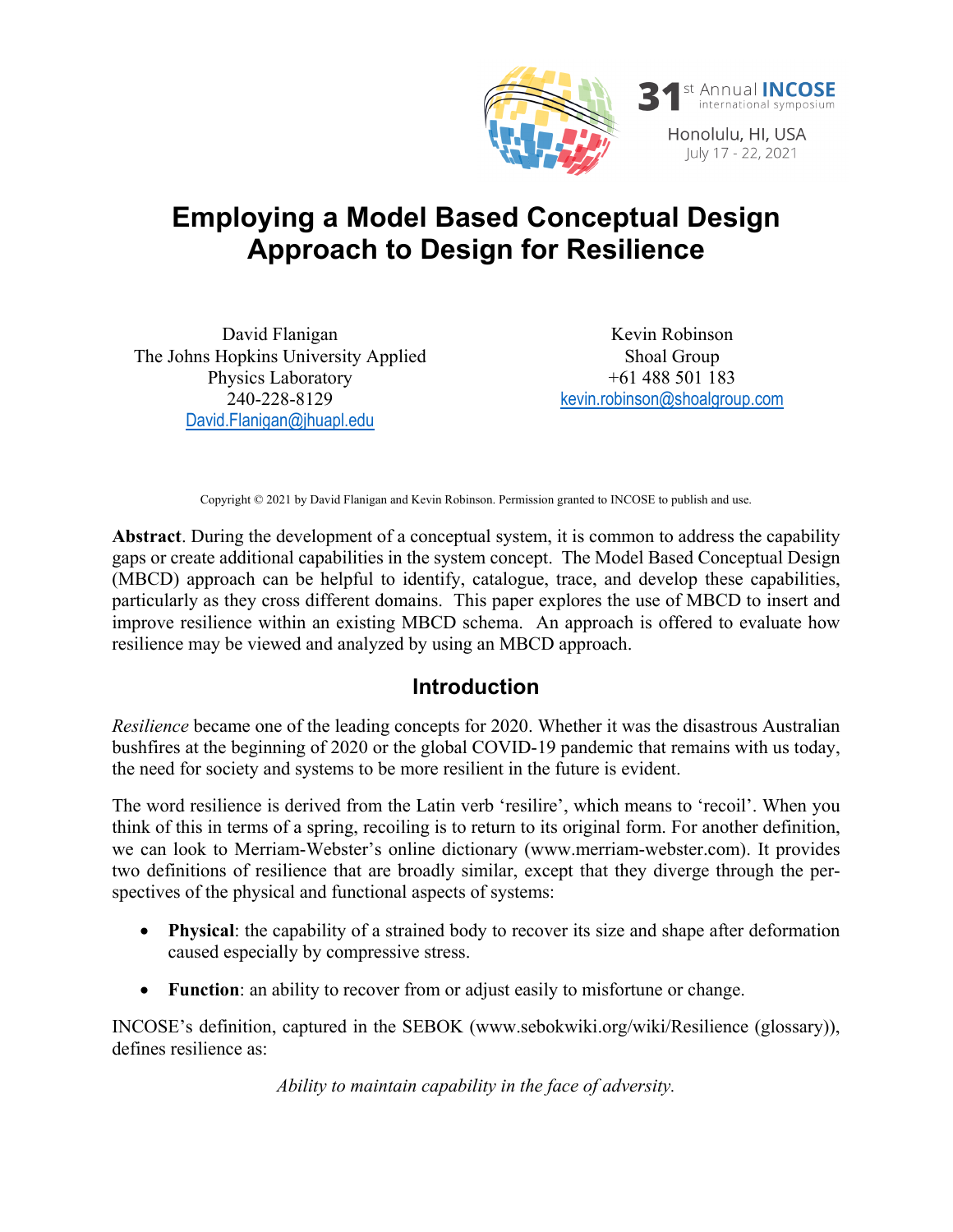31st Annual INCOSE international symposium
Honolulu, HI, USA
July 17 - 22, 2021

# Employing a Model Based Conceptual Design Approach to Design for Resilience

David Flanigan
The Johns Hopkins University Applied Physics Laboratory
240-228-8129
David.Flanigan@jhuapl.edu

Kevin Robinson
Shoal Group
+61 488 501 183
kevin.robinson@shoalgroup.com

Copyright © 2021 by David Flanigan and Kevin Robinson. Permission granted to INCOSE to publish and use.

**Abstract**. During the development of a conceptual system, it is common to address the capability gaps or create additional capabilities in the system concept. The Model Based Conceptual Design (MBCD) approach can be helpful to identify, catalogue, trace, and develop these capabilities, particularly as they cross different domains. This paper explores the use of MBCD to insert and improve resilience within an existing MBCD schema. An approach is offered to evaluate how resilience may be viewed and analyzed by using an MBCD approach.

## Introduction

*Resilience* became one of the leading concepts for 2020. Whether it was the disastrous Australian bushfires at the beginning of 2020 or the global COVID-19 pandemic that remains with us today, the need for society and systems to be more resilient in the future is evident.

The word resilience is derived from the Latin verb 'resilire', which means to 'recoil'. When you think of this in terms of a spring, recoiling is to return to its original form. For another definition, we can look to Merriam-Webster's online dictionary (www.merriam-webster.com). It provides two definitions of resilience that are broadly similar, except that they diverge through the perspectives of the physical and functional aspects of systems:

- **Physical**: the capability of a strained body to recover its size and shape after deformation caused especially by compressive stress.
- **Function**: an ability to recover from or adjust easily to misfortune or change.

INCOSE's definition, captured in the SEBOK (www.sebokwiki.org/wiki/Resilience (glossary)), defines resilience as:

*Ability to maintain capability in the face of adversity.*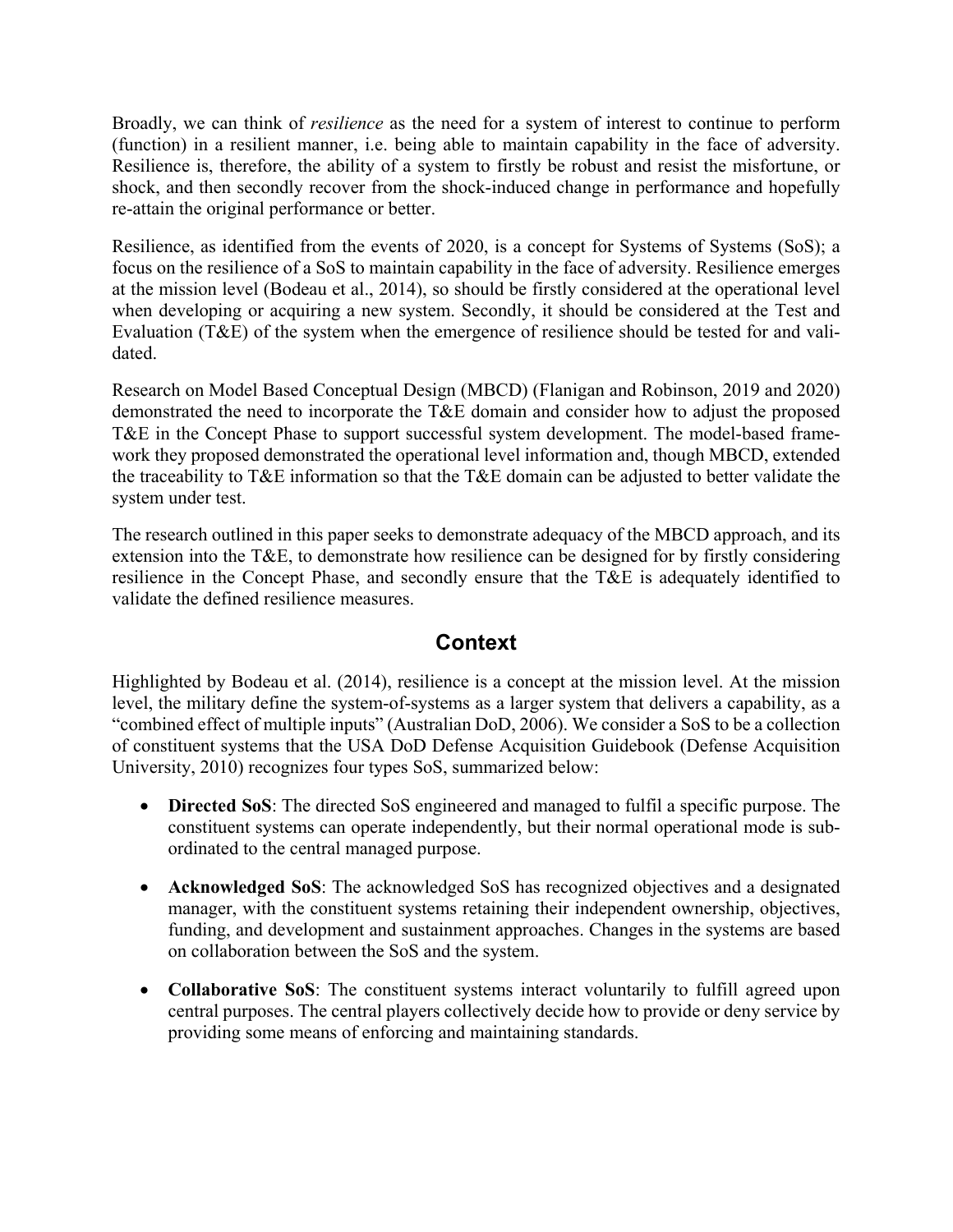Broadly, we can think of *resilience* as the need for a system of interest to continue to perform (function) in a resilient manner, i.e. being able to maintain capability in the face of adversity. Resilience is, therefore, the ability of a system to firstly be robust and resist the misfortune, or shock, and then secondly recover from the shock-induced change in performance and hopefully re-attain the original performance or better.

Resilience, as identified from the events of 2020, is a concept for Systems of Systems (SoS); a focus on the resilience of a SoS to maintain capability in the face of adversity. Resilience emerges at the mission level (Bodeau et al., 2014), so should be firstly considered at the operational level when developing or acquiring a new system. Secondly, it should be considered at the Test and Evaluation (T&E) of the system when the emergence of resilience should be tested for and validated.

Research on Model Based Conceptual Design (MBCD) (Flanigan and Robinson, 2019 and 2020) demonstrated the need to incorporate the T&E domain and consider how to adjust the proposed T&E in the Concept Phase to support successful system development. The model-based framework they proposed demonstrated the operational level information and, though MBCD, extended the traceability to T&E information so that the T&E domain can be adjusted to better validate the system under test.

The research outlined in this paper seeks to demonstrate adequacy of the MBCD approach, and its extension into the T&E, to demonstrate how resilience can be designed for by firstly considering resilience in the Concept Phase, and secondly ensure that the T&E is adequately identified to validate the defined resilience measures.

## Context

Highlighted by Bodeau et al. (2014), resilience is a concept at the mission level. At the mission level, the military define the system-of-systems as a larger system that delivers a capability, as a "combined effect of multiple inputs" (Australian DoD, 2006). We consider a SoS to be a collection of constituent systems that the USA DoD Defense Acquisition Guidebook (Defense Acquisition University, 2010) recognizes four types SoS, summarized below:

- **Directed SoS**: The directed SoS engineered and managed to fulfil a specific purpose. The constituent systems can operate independently, but their normal operational mode is subordinated to the central managed purpose.
- **Acknowledged SoS**: The acknowledged SoS has recognized objectives and a designated manager, with the constituent systems retaining their independent ownership, objectives, funding, and development and sustainment approaches. Changes in the systems are based on collaboration between the SoS and the system.
- **Collaborative SoS**: The constituent systems interact voluntarily to fulfill agreed upon central purposes. The central players collectively decide how to provide or deny service by providing some means of enforcing and maintaining standards.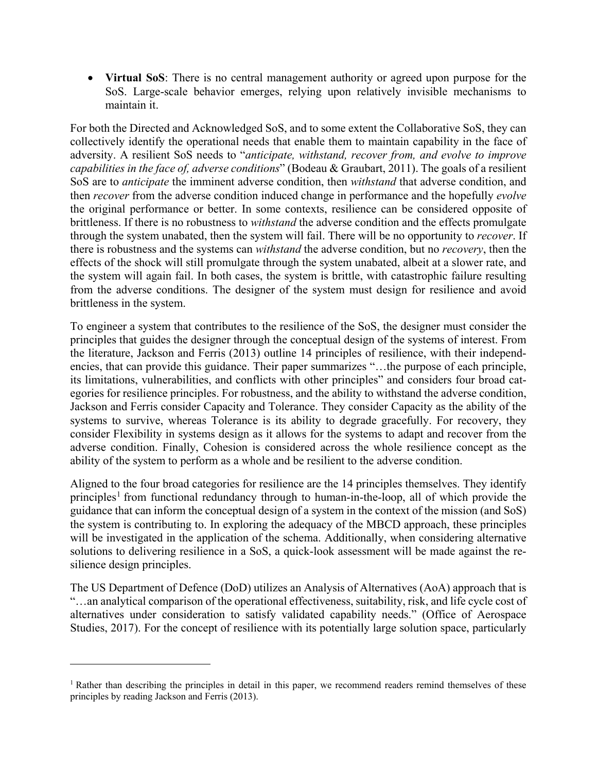- **Virtual SoS**: There is no central management authority or agreed upon purpose for the SoS. Large-scale behavior emerges, relying upon relatively invisible mechanisms to maintain it.

For both the Directed and Acknowledged SoS, and to some extent the Collaborative SoS, they can collectively identify the operational needs that enable them to maintain capability in the face of adversity. A resilient SoS needs to "*anticipate, withstand, recover from, and evolve to improve capabilities in the face of, adverse conditions*" (Bodeau & Graubart, 2011). The goals of a resilient SoS are to *anticipate* the imminent adverse condition, then *withstand* that adverse condition, and then *recover* from the adverse condition induced change in performance and the hopefully *evolve* the original performance or better. In some contexts, resilience can be considered opposite of brittleness. If there is no robustness to *withstand* the adverse condition and the effects promulgate through the system unabated, then the system will fail. There will be no opportunity to *recover*. If there is robustness and the systems can *withstand* the adverse condition, but no *recovery*, then the effects of the shock will still promulgate through the system unabated, albeit at a slower rate, and the system will again fail. In both cases, the system is brittle, with catastrophic failure resulting from the adverse conditions. The designer of the system must design for resilience and avoid brittleness in the system.

To engineer a system that contributes to the resilience of the SoS, the designer must consider the principles that guides the designer through the conceptual design of the systems of interest. From the literature, Jackson and Ferris (2013) outline 14 principles of resilience, with their independencies, that can provide this guidance. Their paper summarizes "…the purpose of each principle, its limitations, vulnerabilities, and conflicts with other principles" and considers four broad categories for resilience principles. For robustness, and the ability to withstand the adverse condition, Jackson and Ferris consider Capacity and Tolerance. They consider Capacity as the ability of the systems to survive, whereas Tolerance is its ability to degrade gracefully. For recovery, they consider Flexibility in systems design as it allows for the systems to adapt and recover from the adverse condition. Finally, Cohesion is considered across the whole resilience concept as the ability of the system to perform as a whole and be resilient to the adverse condition.

Aligned to the four broad categories for resilience are the 14 principles themselves. They identify principles[1] from functional redundancy through to human-in-the-loop, all of which provide the guidance that can inform the conceptual design of a system in the context of the mission (and SoS) the system is contributing to. In exploring the adequacy of the MBCD approach, these principles will be investigated in the application of the schema. Additionally, when considering alternative solutions to delivering resilience in a SoS, a quick-look assessment will be made against the resilience design principles.

The US Department of Defence (DoD) utilizes an Analysis of Alternatives (AoA) approach that is "…an analytical comparison of the operational effectiveness, suitability, risk, and life cycle cost of alternatives under consideration to satisfy validated capability needs." (Office of Aerospace Studies, 2017). For the concept of resilience with its potentially large solution space, particularly

[1] Rather than describing the principles in detail in this paper, we recommend readers remind themselves of these principles by reading Jackson and Ferris (2013).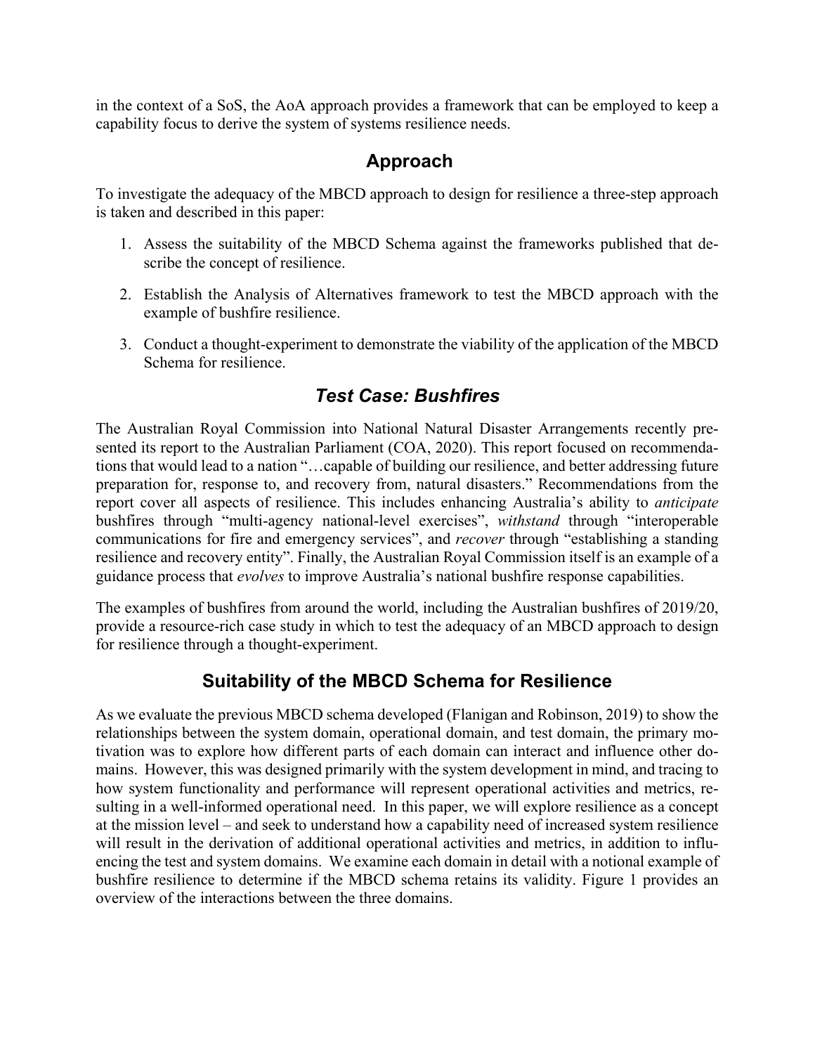in the context of a SoS, the AoA approach provides a framework that can be employed to keep a capability focus to derive the system of systems resilience needs.

## Approach

To investigate the adequacy of the MBCD approach to design for resilience a three-step approach is taken and described in this paper:

1. Assess the suitability of the MBCD Schema against the frameworks published that describe the concept of resilience.
2. Establish the Analysis of Alternatives framework to test the MBCD approach with the example of bushfire resilience.
3. Conduct a thought-experiment to demonstrate the viability of the application of the MBCD Schema for resilience.

### *Test Case: Bushfires*

The Australian Royal Commission into National Natural Disaster Arrangements recently presented its report to the Australian Parliament (COA, 2020). This report focused on recommendations that would lead to a nation "…capable of building our resilience, and better addressing future preparation for, response to, and recovery from, natural disasters." Recommendations from the report cover all aspects of resilience. This includes enhancing Australia's ability to *anticipate* bushfires through "multi-agency national-level exercises", *withstand* through "interoperable communications for fire and emergency services", and *recover* through "establishing a standing resilience and recovery entity". Finally, the Australian Royal Commission itself is an example of a guidance process that *evolves* to improve Australia's national bushfire response capabilities.

The examples of bushfires from around the world, including the Australian bushfires of 2019/20, provide a resource-rich case study in which to test the adequacy of an MBCD approach to design for resilience through a thought-experiment.

## Suitability of the MBCD Schema for Resilience

As we evaluate the previous MBCD schema developed (Flanigan and Robinson, 2019) to show the relationships between the system domain, operational domain, and test domain, the primary motivation was to explore how different parts of each domain can interact and influence other domains. However, this was designed primarily with the system development in mind, and tracing to how system functionality and performance will represent operational activities and metrics, resulting in a well-informed operational need. In this paper, we will explore resilience as a concept at the mission level – and seek to understand how a capability need of increased system resilience will result in the derivation of additional operational activities and metrics, in addition to influencing the test and system domains. We examine each domain in detail with a notional example of bushfire resilience to determine if the MBCD schema retains its validity. Figure 1 provides an overview of the interactions between the three domains.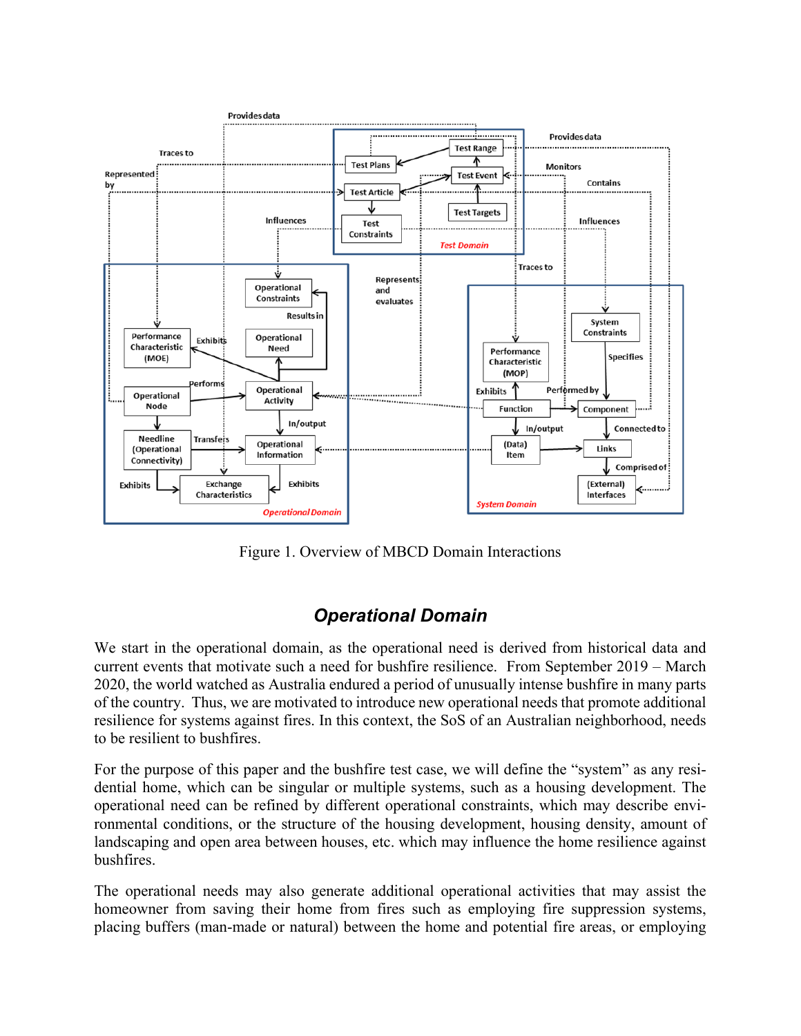Figure 1. Overview of MBCD Domain Interactions

## *Operational Domain*

We start in the operational domain, as the operational need is derived from historical data and current events that motivate such a need for bushfire resilience. From September 2019 – March 2020, the world watched as Australia endured a period of unusually intense bushfire in many parts of the country. Thus, we are motivated to introduce new operational needs that promote additional resilience for systems against fires. In this context, the SoS of an Australian neighborhood, needs to be resilient to bushfires.

For the purpose of this paper and the bushfire test case, we will define the "system" as any residential home, which can be singular or multiple systems, such as a housing development. The operational need can be refined by different operational constraints, which may describe environmental conditions, or the structure of the housing development, housing density, amount of landscaping and open area between houses, etc. which may influence the home resilience against bushfires.

The operational needs may also generate additional operational activities that may assist the homeowner from saving their home from fires such as employing fire suppression systems, placing buffers (man-made or natural) between the home and potential fire areas, or employing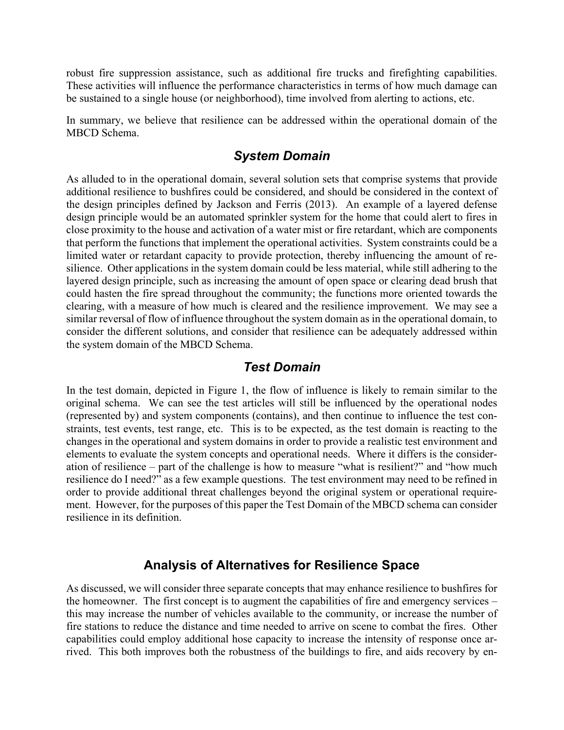robust fire suppression assistance, such as additional fire trucks and firefighting capabilities. These activities will influence the performance characteristics in terms of how much damage can be sustained to a single house (or neighborhood), time involved from alerting to actions, etc.

In summary, we believe that resilience can be addressed within the operational domain of the MBCD Schema.

### *System Domain*

As alluded to in the operational domain, several solution sets that comprise systems that provide additional resilience to bushfires could be considered, and should be considered in the context of the design principles defined by Jackson and Ferris (2013). An example of a layered defense design principle would be an automated sprinkler system for the home that could alert to fires in close proximity to the house and activation of a water mist or fire retardant, which are components that perform the functions that implement the operational activities. System constraints could be a limited water or retardant capacity to provide protection, thereby influencing the amount of resilience. Other applications in the system domain could be less material, while still adhering to the layered design principle, such as increasing the amount of open space or clearing dead brush that could hasten the fire spread throughout the community; the functions more oriented towards the clearing, with a measure of how much is cleared and the resilience improvement. We may see a similar reversal of flow of influence throughout the system domain as in the operational domain, to consider the different solutions, and consider that resilience can be adequately addressed within the system domain of the MBCD Schema.

### *Test Domain*

In the test domain, depicted in Figure 1, the flow of influence is likely to remain similar to the original schema. We can see the test articles will still be influenced by the operational nodes (represented by) and system components (contains), and then continue to influence the test constraints, test events, test range, etc. This is to be expected, as the test domain is reacting to the changes in the operational and system domains in order to provide a realistic test environment and elements to evaluate the system concepts and operational needs. Where it differs is the consideration of resilience – part of the challenge is how to measure "what is resilient?" and "how much resilience do I need?" as a few example questions. The test environment may need to be refined in order to provide additional threat challenges beyond the original system or operational requirement. However, for the purposes of this paper the Test Domain of the MBCD schema can consider resilience in its definition.

## Analysis of Alternatives for Resilience Space

As discussed, we will consider three separate concepts that may enhance resilience to bushfires for the homeowner. The first concept is to augment the capabilities of fire and emergency services – this may increase the number of vehicles available to the community, or increase the number of fire stations to reduce the distance and time needed to arrive on scene to combat the fires. Other capabilities could employ additional hose capacity to increase the intensity of response once arrived. This both improves both the robustness of the buildings to fire, and aids recovery by en-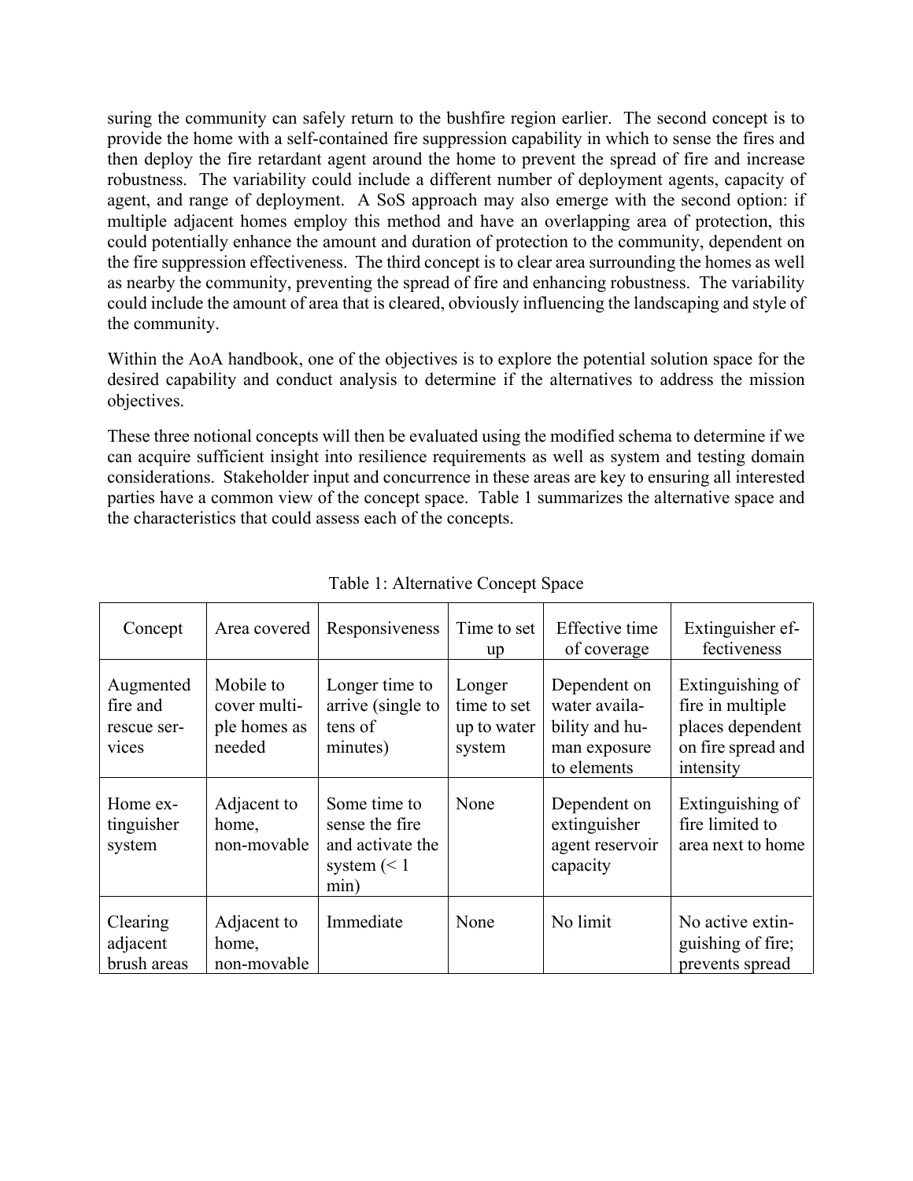suring the community can safely return to the bushfire region earlier. The second concept is to provide the home with a self-contained fire suppression capability in which to sense the fires and then deploy the fire retardant agent around the home to prevent the spread of fire and increase robustness. The variability could include a different number of deployment agents, capacity of agent, and range of deployment. A SoS approach may also emerge with the second option: if multiple adjacent homes employ this method and have an overlapping area of protection, this could potentially enhance the amount and duration of protection to the community, dependent on the fire suppression effectiveness. The third concept is to clear area surrounding the homes as well as nearby the community, preventing the spread of fire and enhancing robustness. The variability could include the amount of area that is cleared, obviously influencing the landscaping and style of the community.

Within the AoA handbook, one of the objectives is to explore the potential solution space for the desired capability and conduct analysis to determine if the alternatives to address the mission objectives.

These three notional concepts will then be evaluated using the modified schema to determine if we can acquire sufficient insight into resilience requirements as well as system and testing domain considerations. Stakeholder input and concurrence in these areas are key to ensuring all interested parties have a common view of the concept space. Table 1 summarizes the alternative space and the characteristics that could assess each of the concepts.

Table 1: Alternative Concept Space

| Concept | Area covered | Responsiveness | Time to set up | Effective time of coverage | Extinguisher effectiveness |
|---|---|---|---|---|---|
| Augmented fire and rescue services | Mobile to cover multiple homes as needed | Longer time to arrive (single to tens of minutes) | Longer time to set up to water system | Dependent on water availability and human exposure to elements | Extinguishing of fire in multiple places dependent on fire spread and intensity |
| Home extinguisher system | Adjacent to home, non-movable | Some time to sense the fire and activate the system (< 1 min) | None | Dependent on extinguisher agent reservoir capacity | Extinguishing of fire limited to area next to home |
| Clearing adjacent brush areas | Adjacent to home, non-movable | Immediate | None | No limit | No active extinguishing of fire; prevents spread |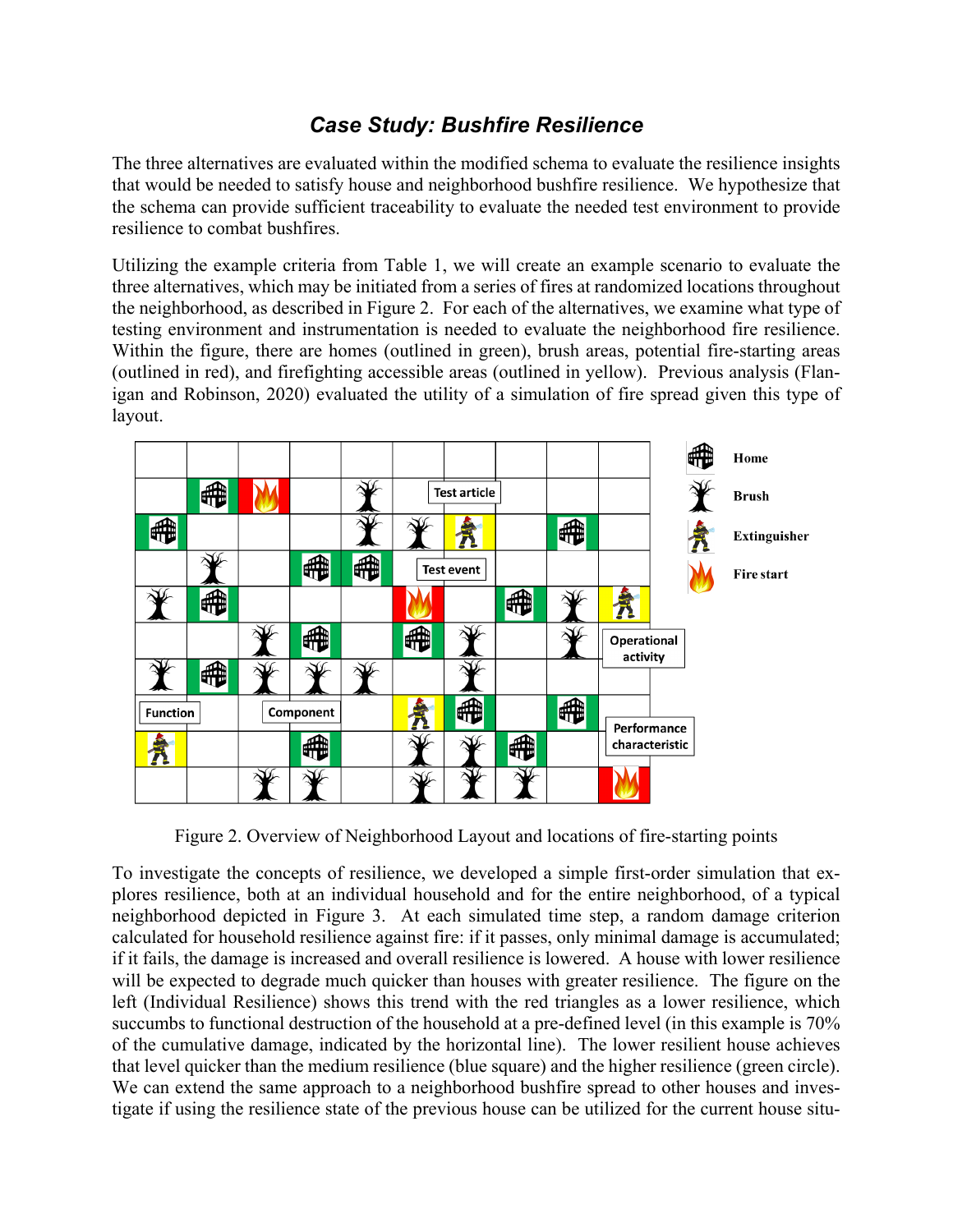## *Case Study: Bushfire Resilience*

The three alternatives are evaluated within the modified schema to evaluate the resilience insights that would be needed to satisfy house and neighborhood bushfire resilience. We hypothesize that the schema can provide sufficient traceability to evaluate the needed test environment to provide resilience to combat bushfires.

Utilizing the example criteria from Table 1, we will create an example scenario to evaluate the three alternatives, which may be initiated from a series of fires at randomized locations throughout the neighborhood, as described in Figure 2. For each of the alternatives, we examine what type of testing environment and instrumentation is needed to evaluate the neighborhood fire resilience. Within the figure, there are homes (outlined in green), brush areas, potential fire-starting areas (outlined in red), and firefighting accessible areas (outlined in yellow). Previous analysis (Flanigan and Robinson, 2020) evaluated the utility of a simulation of fire spread given this type of layout.

Figure 2. Overview of Neighborhood Layout and locations of fire-starting points

To investigate the concepts of resilience, we developed a simple first-order simulation that explores resilience, both at an individual household and for the entire neighborhood, of a typical neighborhood depicted in Figure 3. At each simulated time step, a random damage criterion calculated for household resilience against fire: if it passes, only minimal damage is accumulated; if it fails, the damage is increased and overall resilience is lowered. A house with lower resilience will be expected to degrade much quicker than houses with greater resilience. The figure on the left (Individual Resilience) shows this trend with the red triangles as a lower resilience, which succumbs to functional destruction of the household at a pre-defined level (in this example is 70% of the cumulative damage, indicated by the horizontal line). The lower resilient house achieves that level quicker than the medium resilience (blue square) and the higher resilience (green circle). We can extend the same approach to a neighborhood bushfire spread to other houses and investigate if using the resilience state of the previous house can be utilized for the current house situ-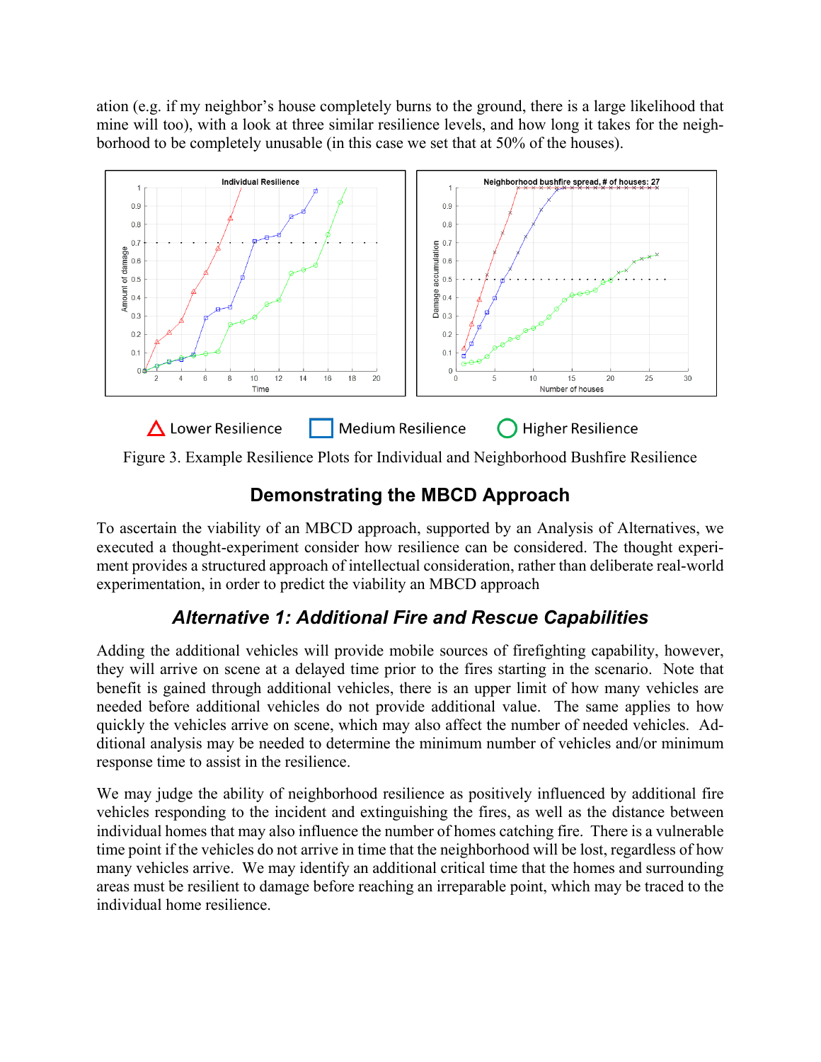ation (e.g. if my neighbor's house completely burns to the ground, there is a large likelihood that mine will too), with a look at three similar resilience levels, and how long it takes for the neighborhood to be completely unusable (in this case we set that at 50% of the houses).

Figure 3. Example Resilience Plots for Individual and Neighborhood Bushfire Resilience

## Demonstrating the MBCD Approach

To ascertain the viability of an MBCD approach, supported by an Analysis of Alternatives, we executed a thought-experiment consider how resilience can be considered. The thought experiment provides a structured approach of intellectual consideration, rather than deliberate real-world experimentation, in order to predict the viability an MBCD approach

### *Alternative 1: Additional Fire and Rescue Capabilities*

Adding the additional vehicles will provide mobile sources of firefighting capability, however, they will arrive on scene at a delayed time prior to the fires starting in the scenario. Note that benefit is gained through additional vehicles, there is an upper limit of how many vehicles are needed before additional vehicles do not provide additional value. The same applies to how quickly the vehicles arrive on scene, which may also affect the number of needed vehicles. Additional analysis may be needed to determine the minimum number of vehicles and/or minimum response time to assist in the resilience.

We may judge the ability of neighborhood resilience as positively influenced by additional fire vehicles responding to the incident and extinguishing the fires, as well as the distance between individual homes that may also influence the number of homes catching fire. There is a vulnerable time point if the vehicles do not arrive in time that the neighborhood will be lost, regardless of how many vehicles arrive. We may identify an additional critical time that the homes and surrounding areas must be resilient to damage before reaching an irreparable point, which may be traced to the individual home resilience.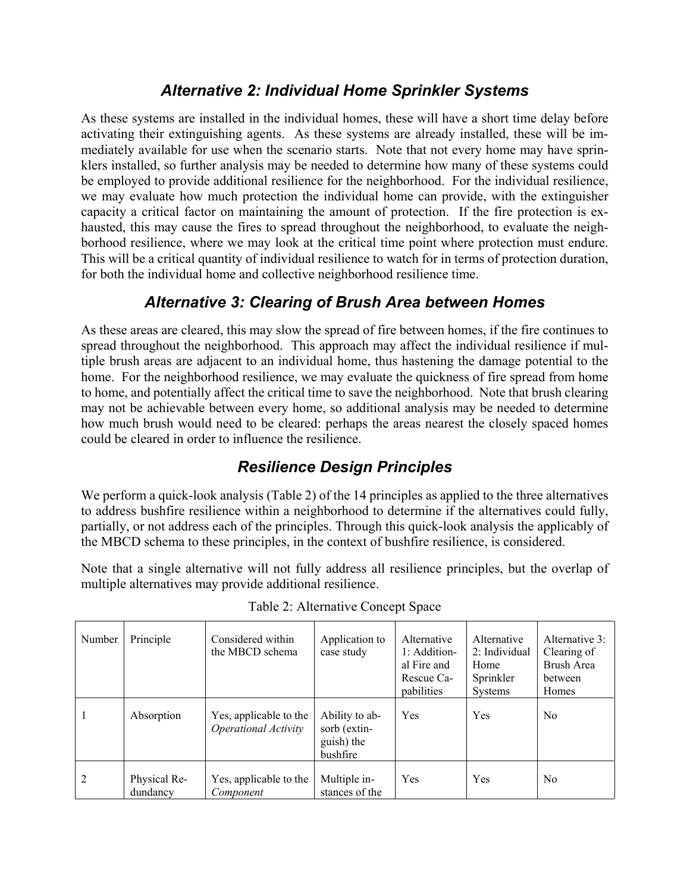## *Alternative 2: Individual Home Sprinkler Systems*

As these systems are installed in the individual homes, these will have a short time delay before activating their extinguishing agents. As these systems are already installed, these will be immediately available for use when the scenario starts. Note that not every home may have sprinklers installed, so further analysis may be needed to determine how many of these systems could be employed to provide additional resilience for the neighborhood. For the individual resilience, we may evaluate how much protection the individual home can provide, with the extinguisher capacity a critical factor on maintaining the amount of protection. If the fire protection is exhausted, this may cause the fires to spread throughout the neighborhood, to evaluate the neighborhood resilience, where we may look at the critical time point where protection must endure. This will be a critical quantity of individual resilience to watch for in terms of protection duration, for both the individual home and collective neighborhood resilience time.

## *Alternative 3: Clearing of Brush Area between Homes*

As these areas are cleared, this may slow the spread of fire between homes, if the fire continues to spread throughout the neighborhood. This approach may affect the individual resilience if multiple brush areas are adjacent to an individual home, thus hastening the damage potential to the home. For the neighborhood resilience, we may evaluate the quickness of fire spread from home to home, and potentially affect the critical time to save the neighborhood. Note that brush clearing may not be achievable between every home, so additional analysis may be needed to determine how much brush would need to be cleared: perhaps the areas nearest the closely spaced homes could be cleared in order to influence the resilience.

## *Resilience Design Principles*

We perform a quick-look analysis (Table 2) of the 14 principles as applied to the three alternatives to address bushfire resilience within a neighborhood to determine if the alternatives could fully, partially, or not address each of the principles. Through this quick-look analysis the applicably of the MBCD schema to these principles, in the context of bushfire resilience, is considered.

Note that a single alternative will not fully address all resilience principles, but the overlap of multiple alternatives may provide additional resilience.

Table 2: Alternative Concept Space

| Number | Principle | Considered within the MBCD schema | Application to case study | Alternative 1: Additional Fire and Rescue Capabilities | Alternative 2: Individual Home Sprinkler Systems | Alternative 3: Clearing of Brush Area between Homes |
|---|---|---|---|---|---|---|
| 1 | Absorption | Yes, applicable to the *Operational Activity* | Ability to absorb (extinguish) the bushfire | Yes | Yes | No |
| 2 | Physical Redundancy | Yes, applicable to the *Component* | Multiple instances of the | Yes | Yes | No |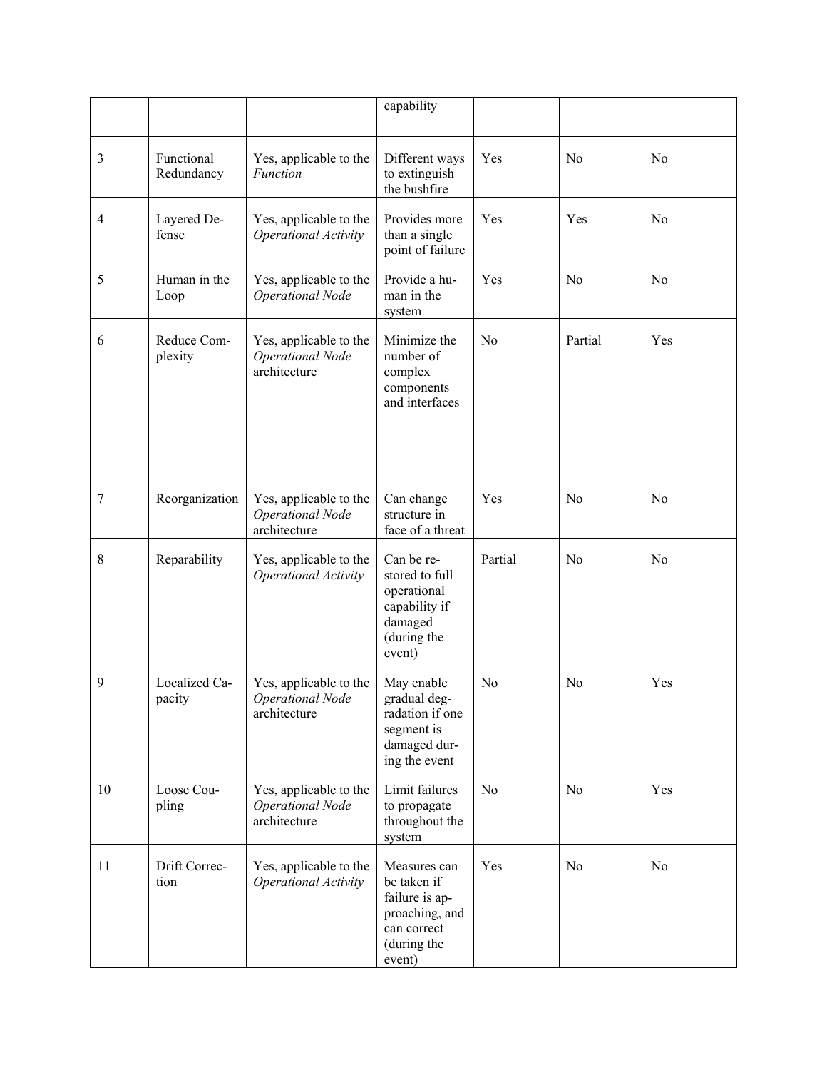| | | | capability | | | |
|---|---|---|---|---|---|---|
| 3 | Functional Redundancy | Yes, applicable to the *Function* | Different ways to extinguish the bushfire | Yes | No | No |
| 4 | Layered Defense | Yes, applicable to the *Operational Activity* | Provides more than a single point of failure | Yes | Yes | No |
| 5 | Human in the Loop | Yes, applicable to the *Operational Node* | Provide a human in the system | Yes | No | No |
| 6 | Reduce Complexity | Yes, applicable to the *Operational Node* architecture | Minimize the number of complex components and interfaces | No | Partial | Yes |
| 7 | Reorganization | Yes, applicable to the *Operational Node* architecture | Can change structure in face of a threat | Yes | No | No |
| 8 | Reparability | Yes, applicable to the *Operational Activity* | Can be restored to full operational capability if damaged (during the event) | Partial | No | No |
| 9 | Localized Capacity | Yes, applicable to the *Operational Node* architecture | May enable gradual degradation if one segment is damaged during the event | No | No | Yes |
| 10 | Loose Coupling | Yes, applicable to the *Operational Node* architecture | Limit failures to propagate throughout the system | No | No | Yes |
| 11 | Drift Correction | Yes, applicable to the *Operational Activity* | Measures can be taken if failure is approaching, and can correct (during the event) | Yes | No | No |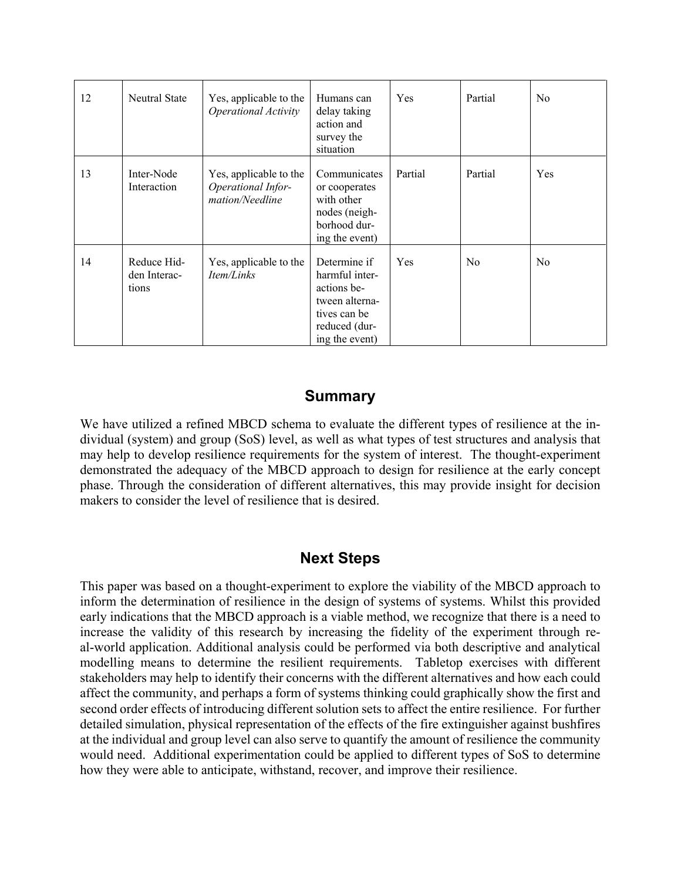| 12 | Neutral State | Yes, applicable to the *Operational Activity* | Humans can delay taking action and survey the situation | Yes | Partial | No |
|---|---|---|---|---|---|---|
| 13 | Inter-Node Interaction | Yes, applicable to the *Operational Information/Needline* | Communicates or cooperates with other nodes (neighborhood during the event) | Partial | Partial | Yes |
| 14 | Reduce Hidden Interactions | Yes, applicable to the *Item/Links* | Determine if harmful interactions between alternatives can be reduced (during the event) | Yes | No | No |

## Summary

We have utilized a refined MBCD schema to evaluate the different types of resilience at the individual (system) and group (SoS) level, as well as what types of test structures and analysis that may help to develop resilience requirements for the system of interest. The thought-experiment demonstrated the adequacy of the MBCD approach to design for resilience at the early concept phase. Through the consideration of different alternatives, this may provide insight for decision makers to consider the level of resilience that is desired.

## Next Steps

This paper was based on a thought-experiment to explore the viability of the MBCD approach to inform the determination of resilience in the design of systems of systems. Whilst this provided early indications that the MBCD approach is a viable method, we recognize that there is a need to increase the validity of this research by increasing the fidelity of the experiment through real-world application. Additional analysis could be performed via both descriptive and analytical modelling means to determine the resilient requirements. Tabletop exercises with different stakeholders may help to identify their concerns with the different alternatives and how each could affect the community, and perhaps a form of systems thinking could graphically show the first and second order effects of introducing different solution sets to affect the entire resilience. For further detailed simulation, physical representation of the effects of the fire extinguisher against bushfires at the individual and group level can also serve to quantify the amount of resilience the community would need. Additional experimentation could be applied to different types of SoS to determine how they were able to anticipate, withstand, recover, and improve their resilience.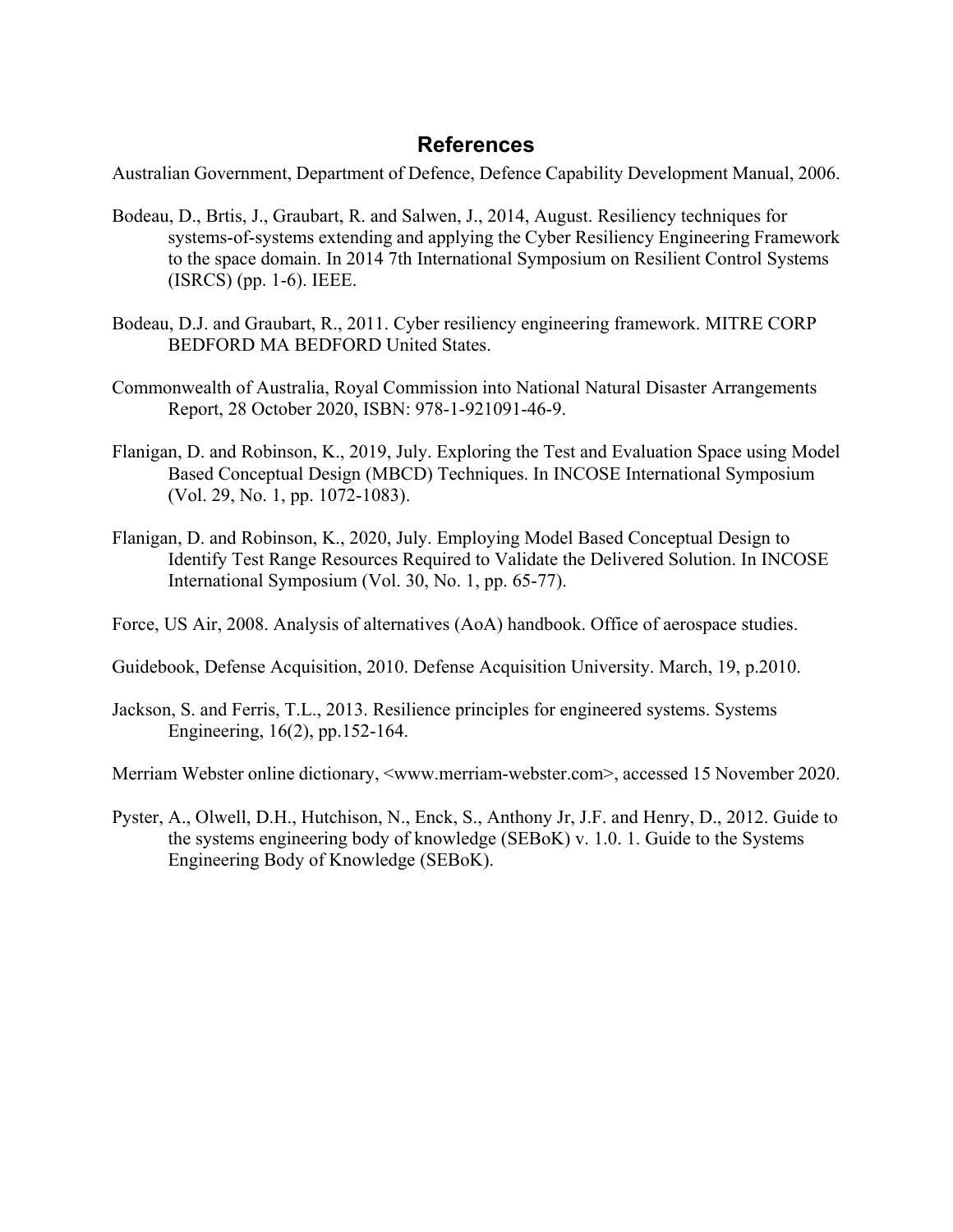## References

Australian Government, Department of Defence, Defence Capability Development Manual, 2006.

Bodeau, D., Brtis, J., Graubart, R. and Salwen, J., 2014, August. Resiliency techniques for systems-of-systems extending and applying the Cyber Resiliency Engineering Framework to the space domain. In 2014 7th International Symposium on Resilient Control Systems (ISRCS) (pp. 1-6). IEEE.

Bodeau, D.J. and Graubart, R., 2011. Cyber resiliency engineering framework. MITRE CORP BEDFORD MA BEDFORD United States.

Commonwealth of Australia, Royal Commission into National Natural Disaster Arrangements Report, 28 October 2020, ISBN: 978-1-921091-46-9.

Flanigan, D. and Robinson, K., 2019, July. Exploring the Test and Evaluation Space using Model Based Conceptual Design (MBCD) Techniques. In INCOSE International Symposium (Vol. 29, No. 1, pp. 1072-1083).

Flanigan, D. and Robinson, K., 2020, July. Employing Model Based Conceptual Design to Identify Test Range Resources Required to Validate the Delivered Solution. In INCOSE International Symposium (Vol. 30, No. 1, pp. 65-77).

Force, US Air, 2008. Analysis of alternatives (AoA) handbook. Office of aerospace studies.

Guidebook, Defense Acquisition, 2010. Defense Acquisition University. March, 19, p.2010.

Jackson, S. and Ferris, T.L., 2013. Resilience principles for engineered systems. Systems Engineering, 16(2), pp.152-164.

Merriam Webster online dictionary, <www.merriam-webster.com>, accessed 15 November 2020.

Pyster, A., Olwell, D.H., Hutchison, N., Enck, S., Anthony Jr, J.F. and Henry, D., 2012. Guide to the systems engineering body of knowledge (SEBoK) v. 1.0. 1. Guide to the Systems Engineering Body of Knowledge (SEBoK).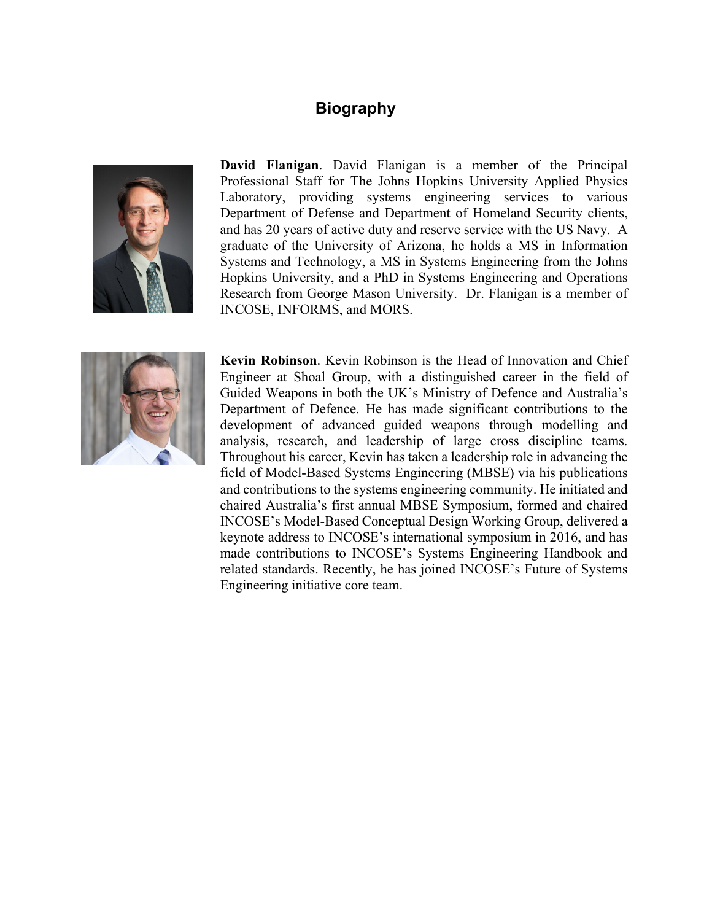# Biography

**David Flanigan**. David Flanigan is a member of the Principal Professional Staff for The Johns Hopkins University Applied Physics Laboratory, providing systems engineering services to various Department of Defense and Department of Homeland Security clients, and has 20 years of active duty and reserve service with the US Navy. A graduate of the University of Arizona, he holds a MS in Information Systems and Technology, a MS in Systems Engineering from the Johns Hopkins University, and a PhD in Systems Engineering and Operations Research from George Mason University. Dr. Flanigan is a member of INCOSE, INFORMS, and MORS.

**Kevin Robinson**. Kevin Robinson is the Head of Innovation and Chief Engineer at Shoal Group, with a distinguished career in the field of Guided Weapons in both the UK's Ministry of Defence and Australia's Department of Defence. He has made significant contributions to the development of advanced guided weapons through modelling and analysis, research, and leadership of large cross discipline teams. Throughout his career, Kevin has taken a leadership role in advancing the field of Model-Based Systems Engineering (MBSE) via his publications and contributions to the systems engineering community. He initiated and chaired Australia's first annual MBSE Symposium, formed and chaired INCOSE's Model-Based Conceptual Design Working Group, delivered a keynote address to INCOSE's international symposium in 2016, and has made contributions to INCOSE's Systems Engineering Handbook and related standards. Recently, he has joined INCOSE's Future of Systems Engineering initiative core team.